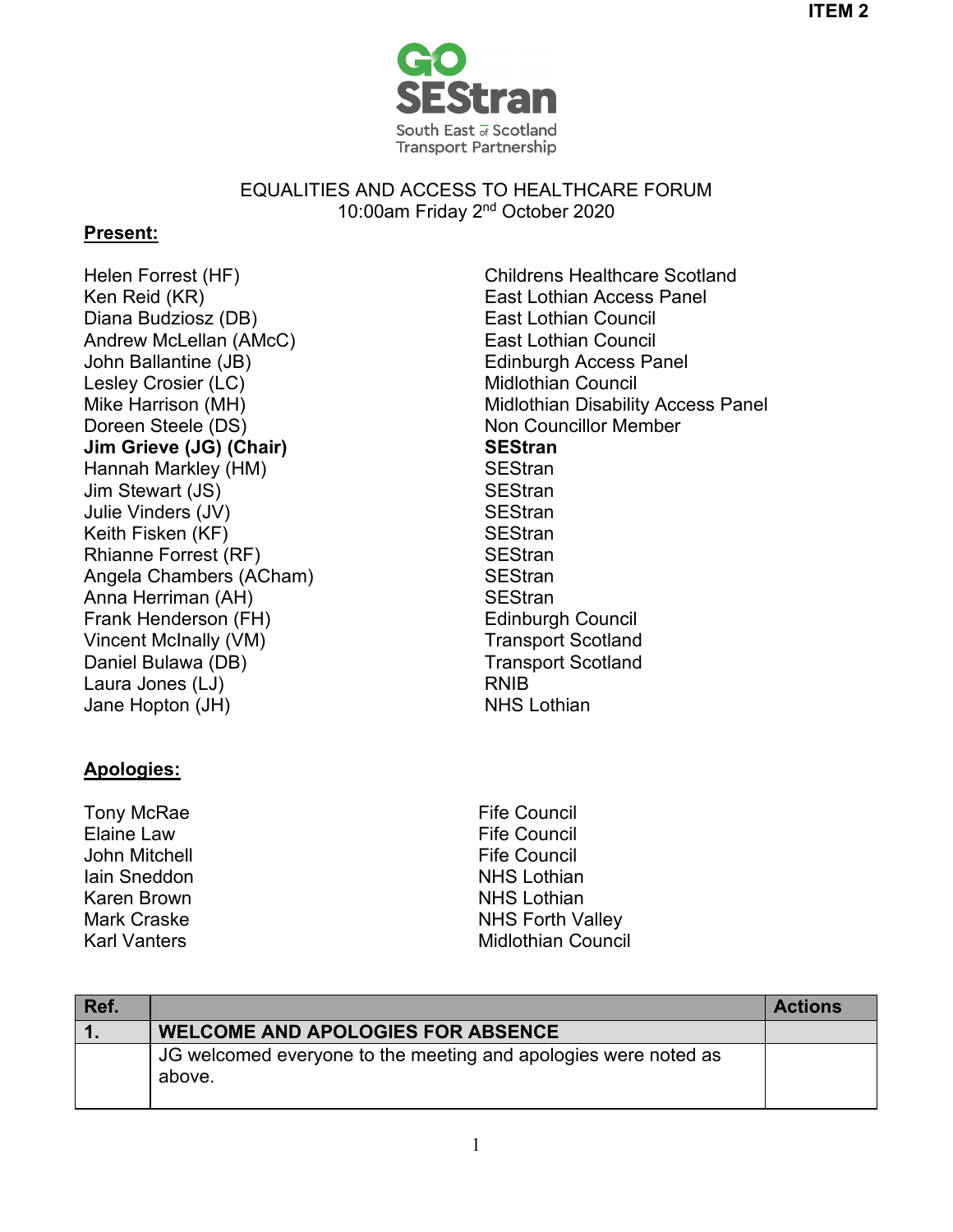ITEM 2

GO SEStran
South East of Scotland Transport Partnership

EQUALITIES AND ACCESS TO HEALTHCARE FORUM
10:00am Friday 2nd October 2020

**Present:**

| | |
|---|---|
| Helen Forrest (HF) | Childrens Healthcare Scotland |
| Ken Reid (KR) | East Lothian Access Panel |
| Diana Budziosz (DB) | East Lothian Council |
| Andrew McLellan (AMcC) | East Lothian Council |
| John Ballantine (JB) | Edinburgh Access Panel |
| Lesley Crosier (LC) | Midlothian Council |
| Mike Harrison (MH) | Midlothian Disability Access Panel |
| Doreen Steele (DS) | Non Councillor Member |
| **Jim Grieve (JG) (Chair)** | **SEStran** |
| Hannah Markley (HM) | SEStran |
| Jim Stewart (JS) | SEStran |
| Julie Vinders (JV) | SEStran |
| Keith Fisken (KF) | SEStran |
| Rhianne Forrest (RF) | SEStran |
| Angela Chambers (ACham) | SEStran |
| Anna Herriman (AH) | SEStran |
| Frank Henderson (FH) | Edinburgh Council |
| Vincent McInally (VM) | Transport Scotland |
| Daniel Bulawa (DB) | Transport Scotland |
| Laura Jones (LJ) | RNIB |
| Jane Hopton (JH) | NHS Lothian |

**Apologies:**

| | |
|---|---|
| Tony McRae | Fife Council |
| Elaine Law | Fife Council |
| John Mitchell | Fife Council |
| Iain Sneddon | NHS Lothian |
| Karen Brown | NHS Lothian |
| Mark Craske | NHS Forth Valley |
| Karl Vanters | Midlothian Council |

| Ref. | | Actions |
|---|---|---|
| 1. | **WELCOME AND APOLOGIES FOR ABSENCE** | |
| | JG welcomed everyone to the meeting and apologies were noted as above. | |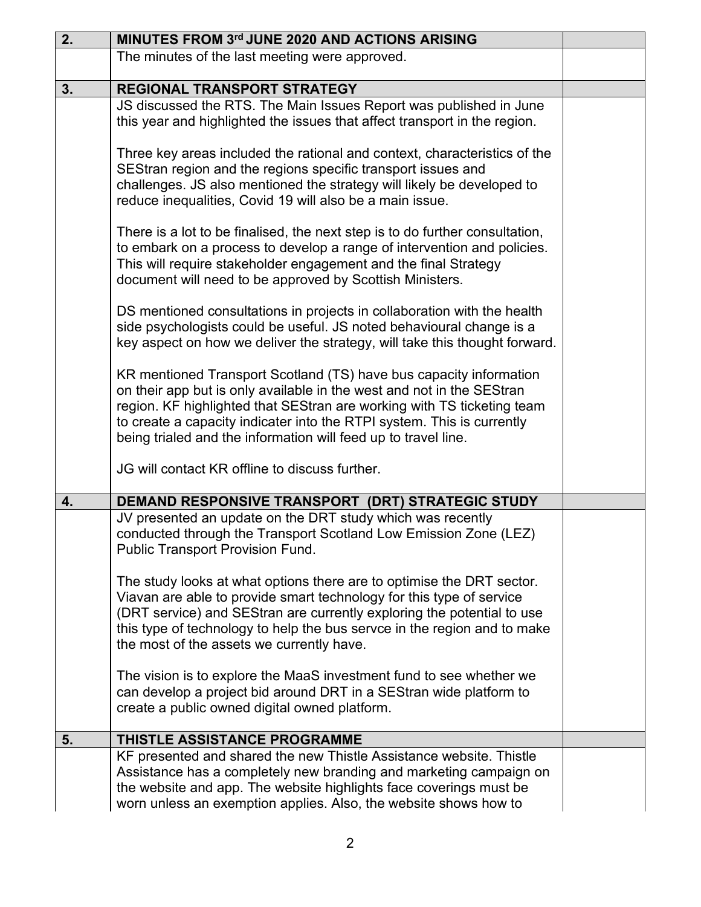| 2. | MINUTES FROM 3rd JUNE 2020 AND ACTIONS ARISING | |
|---|---|---|
| | The minutes of the last meeting were approved. | |
| 3. | **REGIONAL TRANSPORT STRATEGY** | |
| | JS discussed the RTS. The Main Issues Report was published in June this year and highlighted the issues that affect transport in the region.<br><br>Three key areas included the rational and context, characteristics of the SEStran region and the regions specific transport issues and challenges. JS also mentioned the strategy will likely be developed to reduce inequalities, Covid 19 will also be a main issue.<br><br>There is a lot to be finalised, the next step is to do further consultation, to embark on a process to develop a range of intervention and policies. This will require stakeholder engagement and the final Strategy document will need to be approved by Scottish Ministers.<br><br>DS mentioned consultations in projects in collaboration with the health side psychologists could be useful. JS noted behavioural change is a key aspect on how we deliver the strategy, will take this thought forward.<br><br>KR mentioned Transport Scotland (TS) have bus capacity information on their app but is only available in the west and not in the SEStran region. KF highlighted that SEStran are working with TS ticketing team to create a capacity indicater into the RTPI system. This is currently being trialed and the information will feed up to travel line.<br><br>JG will contact KR offline to discuss further. | |
| 4. | **DEMAND RESPONSIVE TRANSPORT (DRT) STRATEGIC STUDY** | |
| | JV presented an update on the DRT study which was recently conducted through the Transport Scotland Low Emission Zone (LEZ) Public Transport Provision Fund.<br><br>The study looks at what options there are to optimise the DRT sector. Viavan are able to provide smart technology for this type of service (DRT service) and SEStran are currently exploring the potential to use this type of technology to help the bus servce in the region and to make the most of the assets we currently have.<br><br>The vision is to explore the MaaS investment fund to see whether we can develop a project bid around DRT in a SEStran wide platform to create a public owned digital owned platform. | |
| 5. | **THISTLE ASSISTANCE PROGRAMME** | |
| | KF presented and shared the new Thistle Assistance website. Thistle Assistance has a completely new branding and marketing campaign on the website and app. The website highlights face coverings must be worn unless an exemption applies. Also, the website shows how to | |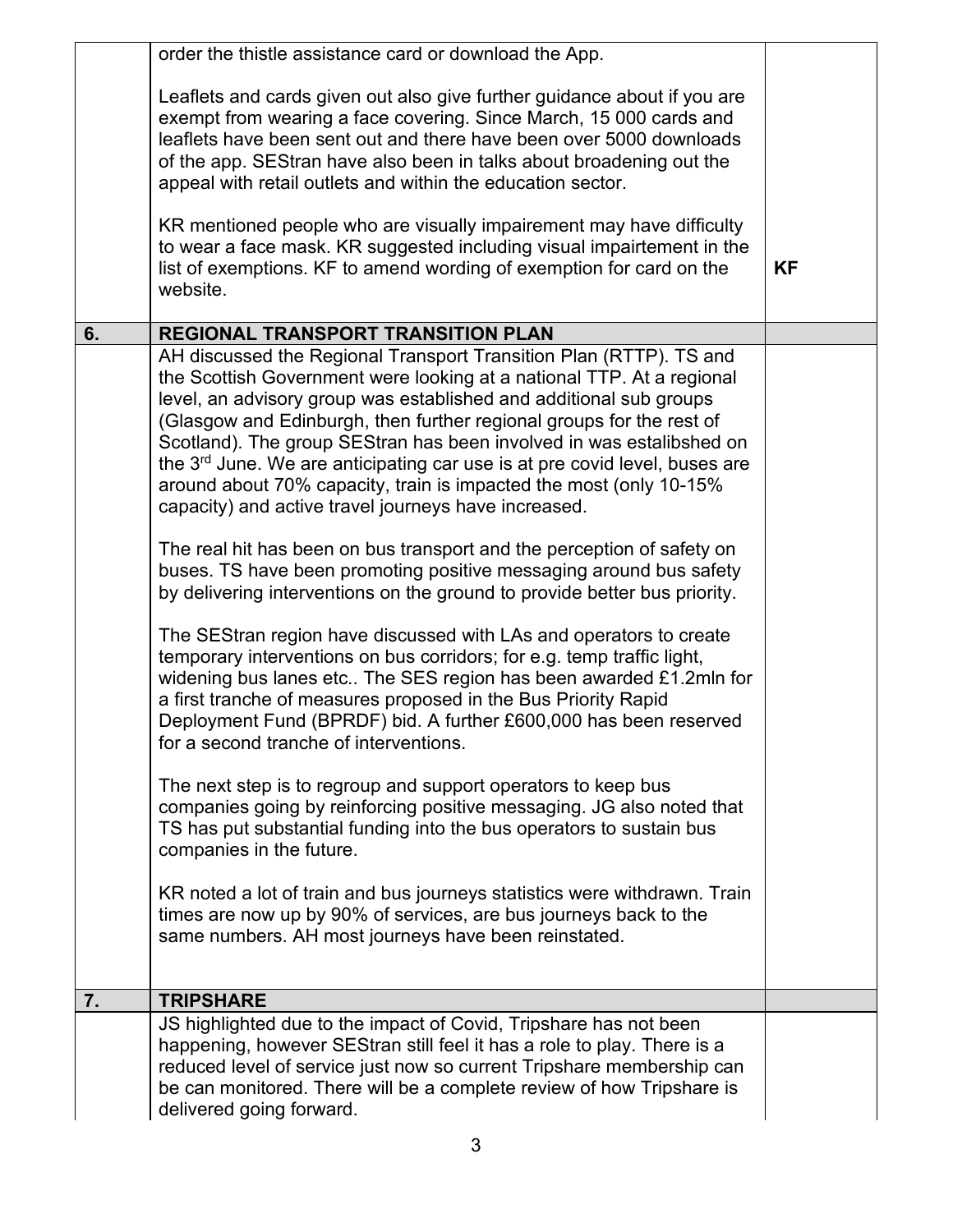| | | |
|---|---|---|
| | order the thistle assistance card or download the App.<br><br>Leaflets and cards given out also give further guidance about if you are exempt from wearing a face covering. Since March, 15 000 cards and leaflets have been sent out and there have been over 5000 downloads of the app. SEStran have also been in talks about broadening out the appeal with retail outlets and within the education sector.<br><br>KR mentioned people who are visually impairement may have difficulty to wear a face mask. KR suggested including visual impairtement in the list of exemptions. KF to amend wording of exemption for card on the website. | **KF** |
| **6.** | **REGIONAL TRANSPORT TRANSITION PLAN** | |
| | AH discussed the Regional Transport Transition Plan (RTTP). TS and the Scottish Government were looking at a national TTP. At a regional level, an advisory group was established and additional sub groups (Glasgow and Edinburgh, then further regional groups for the rest of Scotland). The group SEStran has been involved in was estalibshed on the 3rd June. We are anticipating car use is at pre covid level, buses are around about 70% capacity, train is impacted the most (only 10-15% capacity) and active travel journeys have increased.<br><br>The real hit has been on bus transport and the perception of safety on buses. TS have been promoting positive messaging around bus safety by delivering interventions on the ground to provide better bus priority.<br><br>The SEStran region have discussed with LAs and operators to create temporary interventions on bus corridors; for e.g. temp traffic light, widening bus lanes etc.. The SES region has been awarded £1.2mln for a first tranche of measures proposed in the Bus Priority Rapid Deployment Fund (BPRDF) bid. A further £600,000 has been reserved for a second tranche of interventions.<br><br>The next step is to regroup and support operators to keep bus companies going by reinforcing positive messaging. JG also noted that TS has put substantial funding into the bus operators to sustain bus companies in the future.<br><br>KR noted a lot of train and bus journeys statistics were withdrawn. Train times are now up by 90% of services, are bus journeys back to the same numbers. AH most journeys have been reinstated. | |
| **7.** | **TRIPSHARE** | |
| | JS highlighted due to the impact of Covid, Tripshare has not been happening, however SEStran still feel it has a role to play. There is a reduced level of service just now so current Tripshare membership can be can monitored. There will be a complete review of how Tripshare is delivered going forward. | |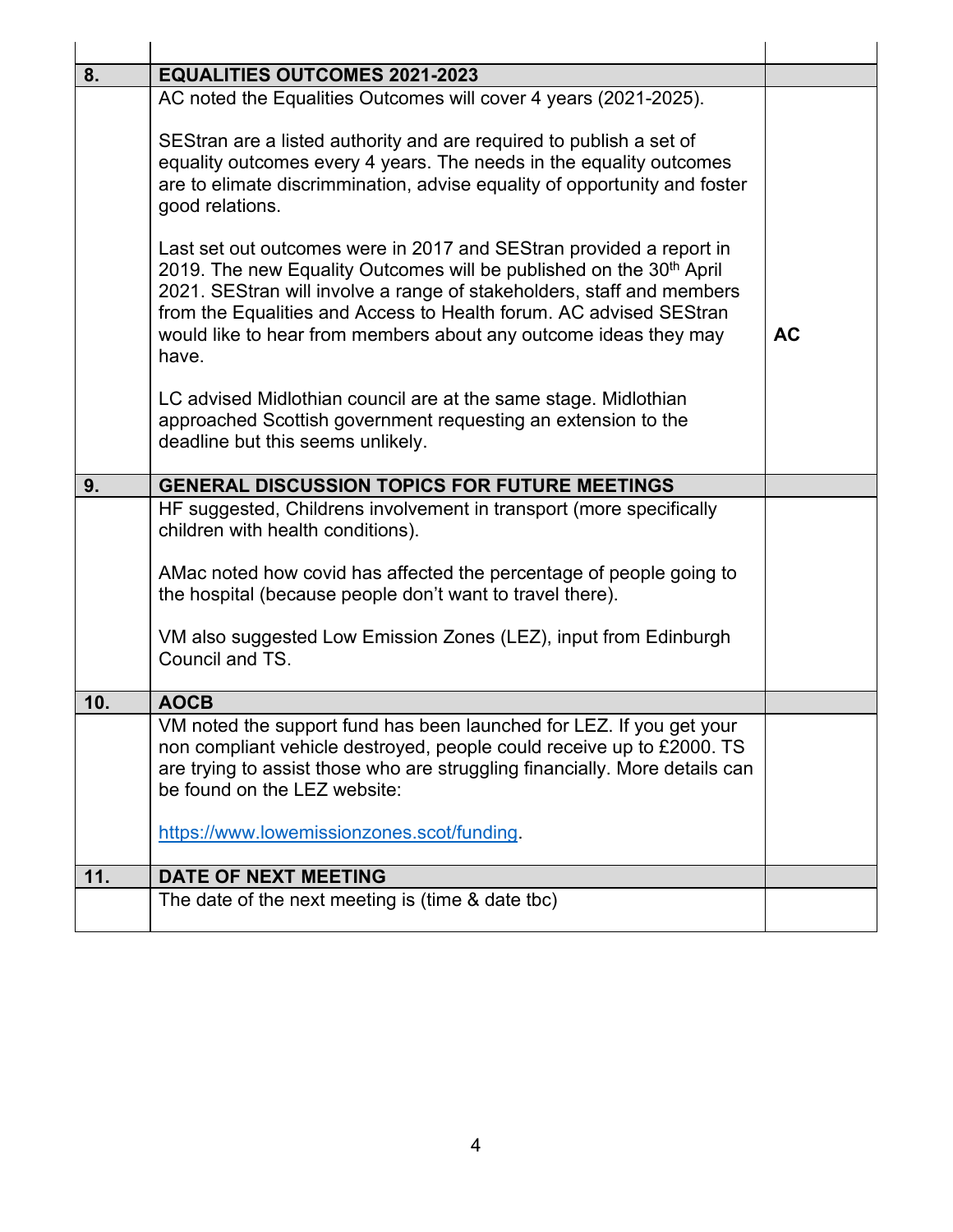| | | |
|---|---|---|
| **8.** | **EQUALITIES OUTCOMES 2021-2023** | |
| | AC noted the Equalities Outcomes will cover 4 years (2021-2025).<br><br>SEStran are a listed authority and are required to publish a set of equality outcomes every 4 years. The needs in the equality outcomes are to elimate discrimmination, advise equality of opportunity and foster good relations.<br><br>Last set out outcomes were in 2017 and SEStran provided a report in 2019. The new Equality Outcomes will be published on the 30th April 2021. SEStran will involve a range of stakeholders, staff and members from the Equalities and Access to Health forum. AC advised SEStran would like to hear from members about any outcome ideas they may have.<br><br>LC advised Midlothian council are at the same stage. Midlothian approached Scottish government requesting an extension to the deadline but this seems unlikely. | **AC** |
| **9.** | **GENERAL DISCUSSION TOPICS FOR FUTURE MEETINGS** | |
| | HF suggested, Childrens involvement in transport (more specifically children with health conditions).<br><br>AMac noted how covid has affected the percentage of people going to the hospital (because people don't want to travel there).<br><br>VM also suggested Low Emission Zones (LEZ), input from Edinburgh Council and TS. | |
| **10.** | **AOCB** | |
| | VM noted the support fund has been launched for LEZ. If you get your non compliant vehicle destroyed, people could receive up to £2000. TS are trying to assist those who are struggling financially. More details can be found on the LEZ website:<br><br>https://www.lowemissionzones.scot/funding. | |
| **11.** | **DATE OF NEXT MEETING** | |
| | The date of the next meeting is (time & date tbc) | |